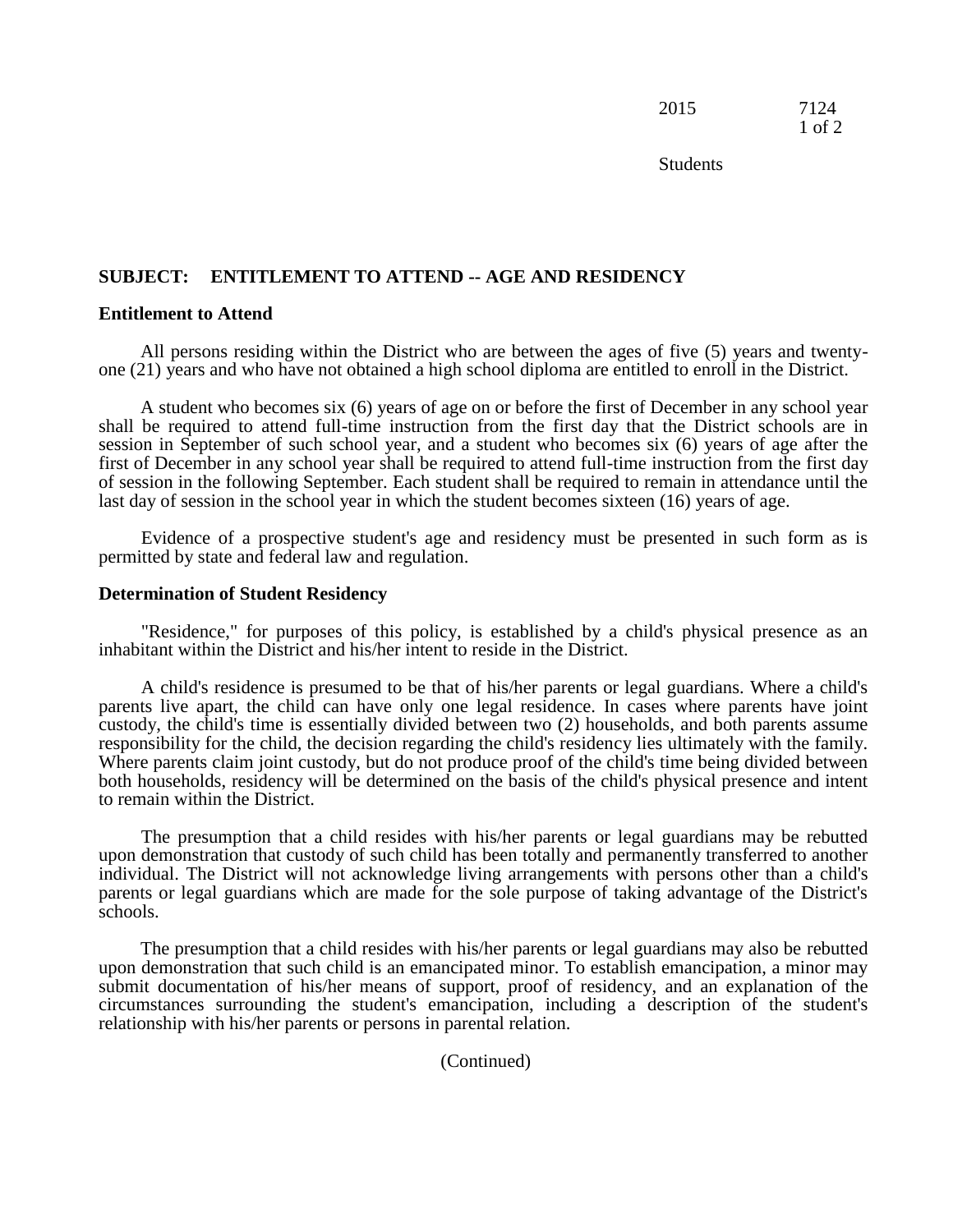## SUBJECT: ENTITLEMENT TO ATTEND -- AGE AND RESIDENCY

### Entitlement to Attend

All persons residing within the District who are between the ages of five (5) years and twenty-one (21) years and who have not obtained a high school diploma are entitled to enroll in the District.

A student who becomes six (6) years of age on or before the first of December in any school year shall be required to attend full-time instruction from the first day that the District schools are in session in September of such school year, and a student who becomes six (6) years of age after the first of December in any school year shall be required to attend full-time instruction from the first day of session in the following September. Each student shall be required to remain in attendance until the last day of session in the school year in which the student becomes sixteen (16) years of age.

Evidence of a prospective student's age and residency must be presented in such form as is permitted by state and federal law and regulation.

### Determination of Student Residency

"Residence," for purposes of this policy, is established by a child's physical presence as an inhabitant within the District and his/her intent to reside in the District.

A child's residence is presumed to be that of his/her parents or legal guardians. Where a child's parents live apart, the child can have only one legal residence. In cases where parents have joint custody, the child's time is essentially divided between two (2) households, and both parents assume responsibility for the child, the decision regarding the child's residency lies ultimately with the family. Where parents claim joint custody, but do not produce proof of the child's time being divided between both households, residency will be determined on the basis of the child's physical presence and intent to remain within the District.

The presumption that a child resides with his/her parents or legal guardians may be rebutted upon demonstration that custody of such child has been totally and permanently transferred to another individual. The District will not acknowledge living arrangements with persons other than a child's parents or legal guardians which are made for the sole purpose of taking advantage of the District's schools.

The presumption that a child resides with his/her parents or legal guardians may also be rebutted upon demonstration that such child is an emancipated minor. To establish emancipation, a minor may submit documentation of his/her means of support, proof of residency, and an explanation of the circumstances surrounding the student's emancipation, including a description of the student's relationship with his/her parents or persons in parental relation.

(Continued)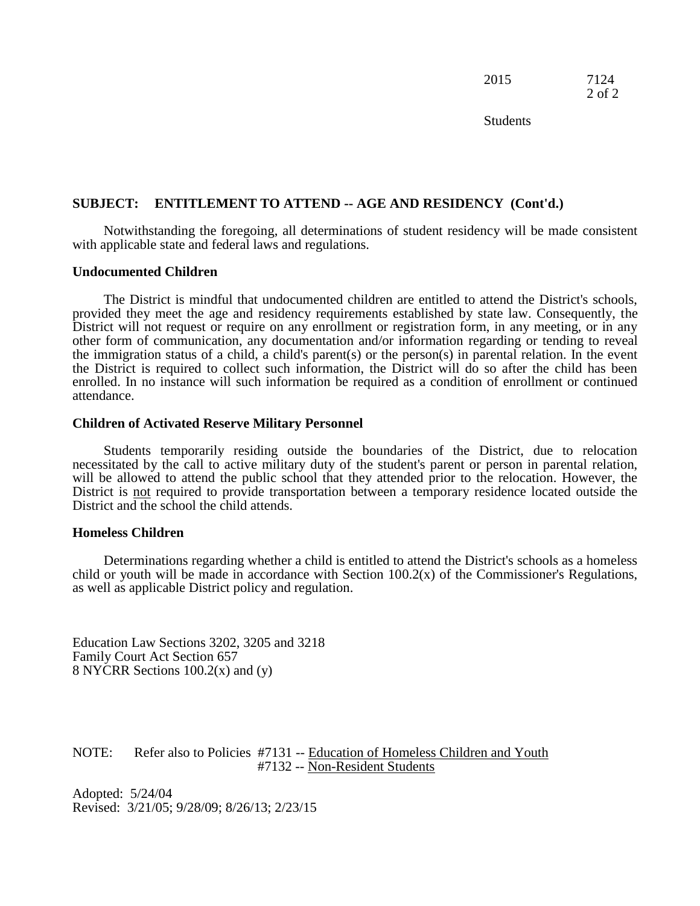## SUBJECT: ENTITLEMENT TO ATTEND -- AGE AND RESIDENCY (Cont'd.)

Notwithstanding the foregoing, all determinations of student residency will be made consistent with applicable state and federal laws and regulations.

### Undocumented Children

The District is mindful that undocumented children are entitled to attend the District's schools, provided they meet the age and residency requirements established by state law. Consequently, the District will not request or require on any enrollment or registration form, in any meeting, or in any other form of communication, any documentation and/or information regarding or tending to reveal the immigration status of a child, a child's parent(s) or the person(s) in parental relation. In the event the District is required to collect such information, the District will do so after the child has been enrolled. In no instance will such information be required as a condition of enrollment or continued attendance.

### Children of Activated Reserve Military Personnel

Students temporarily residing outside the boundaries of the District, due to relocation necessitated by the call to active military duty of the student's parent or person in parental relation, will be allowed to attend the public school that they attended prior to the relocation. However, the District is not required to provide transportation between a temporary residence located outside the District and the school the child attends.

### Homeless Children

Determinations regarding whether a child is entitled to attend the District's schools as a homeless child or youth will be made in accordance with Section 100.2(x) of the Commissioner's Regulations, as well as applicable District policy and regulation.

Education Law Sections 3202, 3205 and 3218
Family Court Act Section 657
8 NYCRR Sections 100.2(x) and (y)

NOTE: Refer also to Policies #7131 -- Education of Homeless Children and Youth
#7132 -- Non-Resident Students

Adopted: 5/24/04
Revised: 3/21/05; 9/28/09; 8/26/13; 2/23/15